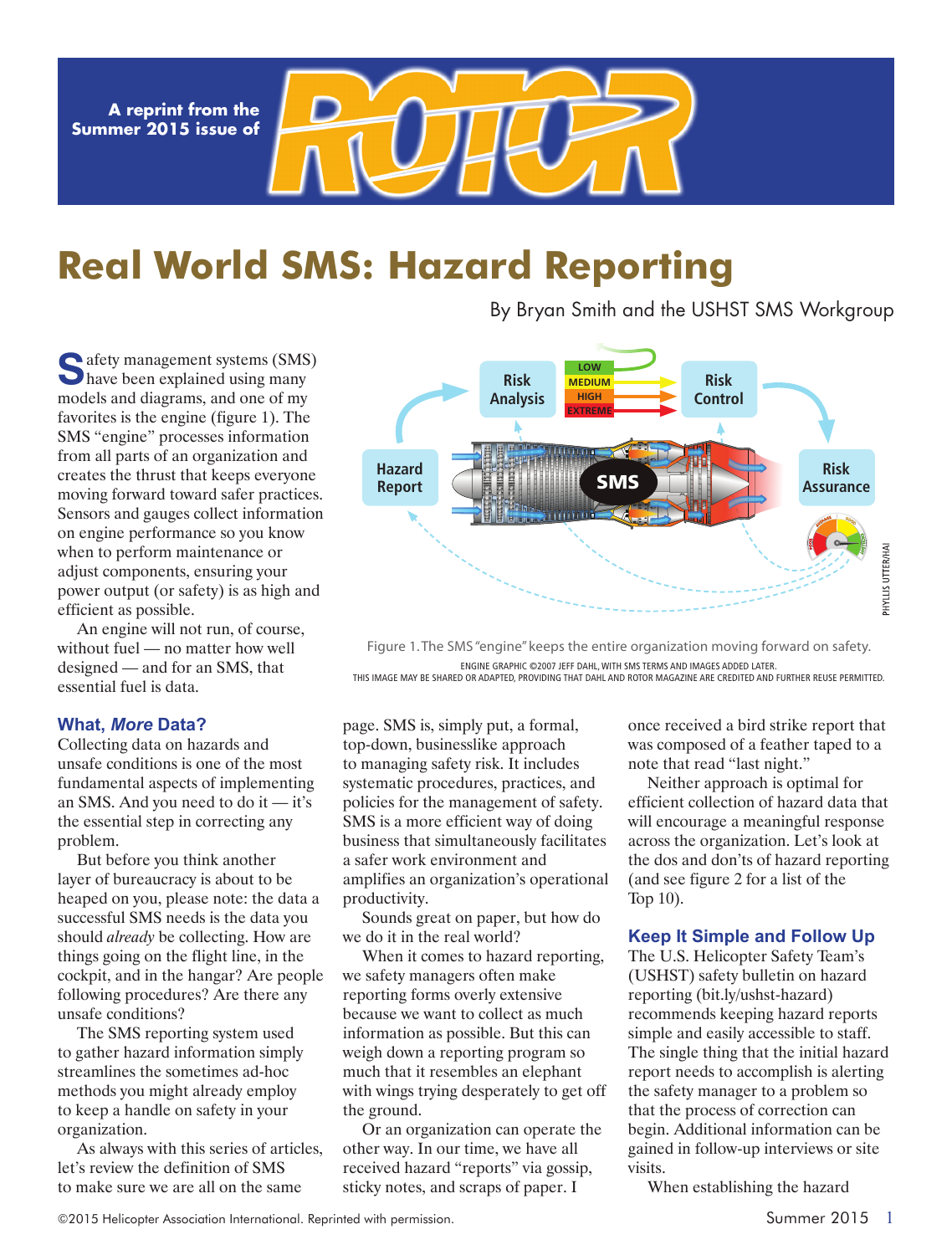A reprint from the Summer 2015 issue of ROTOR

# Real World SMS: Hazard Reporting

By Bryan Smith and the USHST SMS Workgroup

Safety management systems (SMS) have been explained using many models and diagrams, and one of my favorites is the engine (figure 1). The SMS "engine" processes information from all parts of an organization and creates the thrust that keeps everyone moving forward toward safer practices. Sensors and gauges collect information on engine performance so you know when to perform maintenance or adjust components, ensuring your power output (or safety) is as high and efficient as possible.

An engine will not run, of course, without fuel — no matter how well designed — and for an SMS, that essential fuel is data.

Figure 1. The SMS "engine" keeps the entire organization moving forward on safety.

ENGINE GRAPHIC ©2007 JEFF DAHL, WITH SMS TERMS AND IMAGES ADDED LATER.
THIS IMAGE MAY BE SHARED OR ADAPTED, PROVIDING THAT DAHL AND ROTOR MAGAZINE ARE CREDITED AND FURTHER REUSE PERMITTED.

## What, *More* Data?

Collecting data on hazards and unsafe conditions is one of the most fundamental aspects of implementing an SMS. And you need to do it — it's the essential step in correcting any problem.

But before you think another layer of bureaucracy is about to be heaped on you, please note: the data a successful SMS needs is the data you should *already* be collecting. How are things going on the flight line, in the cockpit, and in the hangar? Are people following procedures? Are there any unsafe conditions?

The SMS reporting system used to gather hazard information simply streamlines the sometimes ad-hoc methods you might already employ to keep a handle on safety in your organization.

As always with this series of articles, let's review the definition of SMS to make sure we are all on the same page. SMS is, simply put, a formal, top-down, businesslike approach to managing safety risk. It includes systematic procedures, practices, and policies for the management of safety. SMS is a more efficient way of doing business that simultaneously facilitates a safer work environment and amplifies an organization's operational productivity.

Sounds great on paper, but how do we do it in the real world?

When it comes to hazard reporting, we safety managers often make reporting forms overly extensive because we want to collect as much information as possible. But this can weigh down a reporting program so much that it resembles an elephant with wings trying desperately to get off the ground.

Or an organization can operate the other way. In our time, we have all received hazard "reports" via gossip, sticky notes, and scraps of paper. I once received a bird strike report that was composed of a feather taped to a note that read "last night."

Neither approach is optimal for efficient collection of hazard data that will encourage a meaningful response across the organization. Let's look at the dos and don'ts of hazard reporting (and see figure 2 for a list of the Top 10).

## Keep It Simple and Follow Up

The U.S. Helicopter Safety Team's (USHST) safety bulletin on hazard reporting (bit.ly/ushst-hazard) recommends keeping hazard reports simple and easily accessible to staff. The single thing that the initial hazard report needs to accomplish is alerting the safety manager to a problem so that the process of correction can begin. Additional information can be gained in follow-up interviews or site visits.

When establishing the hazard

©2015 Helicopter Association International. Reprinted with permission.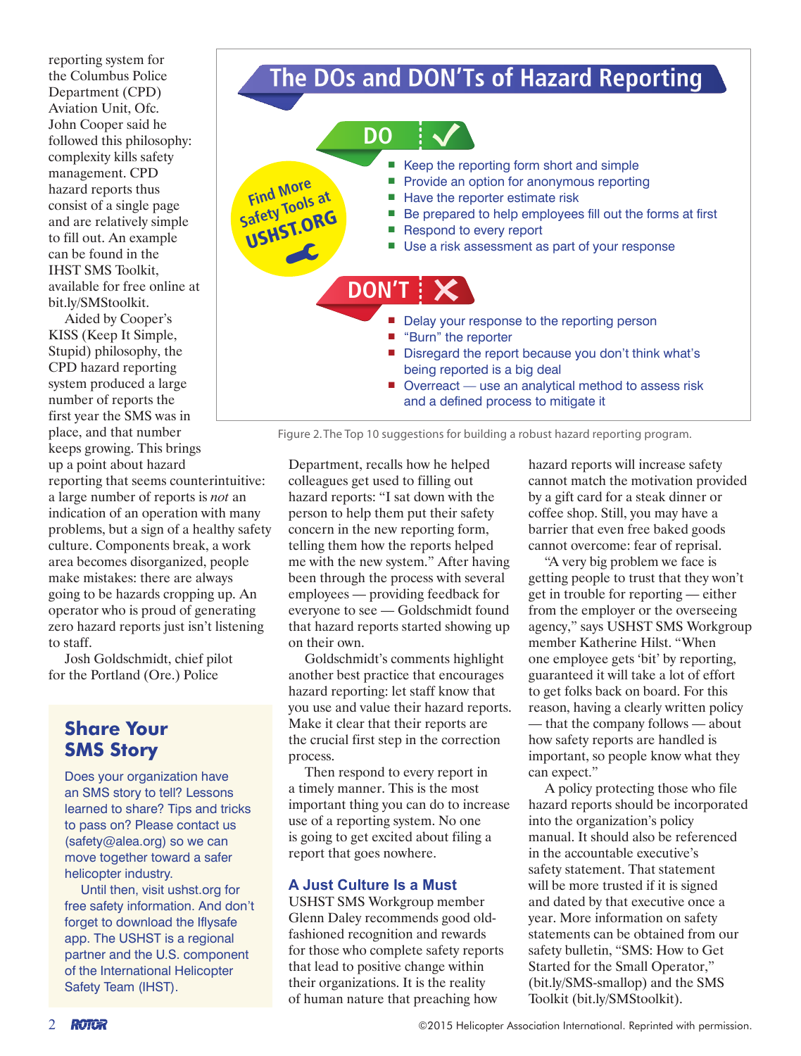reporting system for the Columbus Police Department (CPD) Aviation Unit, Ofc. John Cooper said he followed this philosophy: complexity kills safety management. CPD hazard reports thus consist of a single page and are relatively simple to fill out. An example can be found in the IHST SMS Toolkit, available for free online at bit.ly/SMStoolkit.

Aided by Cooper's KISS (Keep It Simple, Stupid) philosophy, the CPD hazard reporting system produced a large number of reports the first year the SMS was in place, and that number keeps growing. This brings up a point about hazard reporting that seems counterintuitive: a large number of reports is *not* an indication of an operation with many problems, but a sign of a healthy safety culture. Components break, a work area becomes disorganized, people make mistakes: there are always going to be hazards cropping up. An operator who is proud of generating zero hazard reports just isn't listening to staff.

Josh Goldschmidt, chief pilot for the Portland (Ore.) Police Department, recalls how he helped colleagues get used to filling out hazard reports: "I sat down with the person to help them put their safety concern in the new reporting form, telling them how the reports helped me with the new system." After having been through the process with several employees — providing feedback for everyone to see — Goldschmidt found that hazard reports started showing up on their own.

Goldschmidt's comments highlight another best practice that encourages hazard reporting: let staff know that you use and value their hazard reports. Make it clear that their reports are the crucial first step in the correction process.

Then respond to every report in a timely manner. This is the most important thing you can do to increase use of a reporting system. No one is going to get excited about filing a report that goes nowhere.

## The DOs and DON'Ts of Hazard Reporting

Find More Safety Tools at USHST.ORG

**DO**

- Keep the reporting form short and simple
- Provide an option for anonymous reporting
- Have the reporter estimate risk
- Be prepared to help employees fill out the forms at first
- Respond to every report
- Use a risk assessment as part of your response

**DON'T**

- Delay your response to the reporting person
- "Burn" the reporter
- Disregard the report because you don't think what's being reported is a big deal
- Overreact — use an analytical method to assess risk and a defined process to mitigate it

Figure 2. The Top 10 suggestions for building a robust hazard reporting program.

### A Just Culture Is a Must

USHST SMS Workgroup member Glenn Daley recommends good old-fashioned recognition and rewards for those who complete safety reports that lead to positive change within their organizations. It is the reality of human nature that preaching how hazard reports will increase safety cannot match the motivation provided by a gift card for a steak dinner or coffee shop. Still, you may have a barrier that even free baked goods cannot overcome: fear of reprisal.

"A very big problem we face is getting people to trust that they won't get in trouble for reporting — either from the employer or the overseeing agency," says USHST SMS Workgroup member Katherine Hilst. "When one employee gets 'bit' by reporting, guaranteed it will take a lot of effort to get folks back on board. For this reason, having a clearly written policy — that the company follows — about how safety reports are handled is important, so people know what they can expect."

A policy protecting those who file hazard reports should be incorporated into the organization's policy manual. It should also be referenced in the accountable executive's safety statement. That statement will be more trusted if it is signed and dated by that executive once a year. More information on safety statements can be obtained from our safety bulletin, "SMS: How to Get Started for the Small Operator," (bit.ly/SMS-smallop) and the SMS Toolkit (bit.ly/SMStoolkit).

## Share Your SMS Story

Does your organization have an SMS story to tell? Lessons learned to share? Tips and tricks to pass on? Please contact us (safety@alea.org) so we can move together toward a safer helicopter industry.

Until then, visit ushst.org for free safety information. And don't forget to download the Iflysafe app. The USHST is a regional partner and the U.S. component of the International Helicopter Safety Team (IHST).

©2015 Helicopter Association International. Reprinted with permission.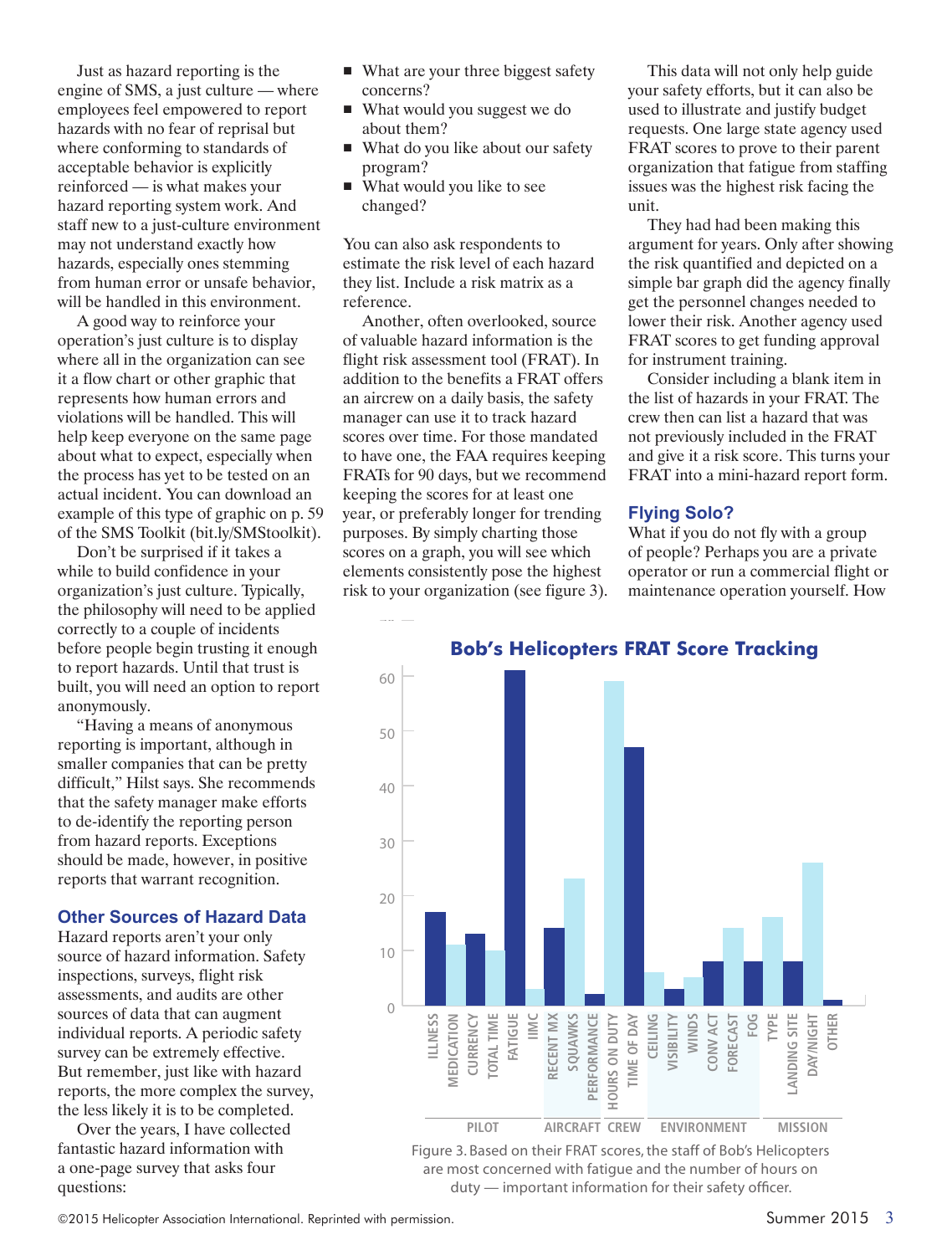Just as hazard reporting is the engine of SMS, a just culture — where employees feel empowered to report hazards with no fear of reprisal but where conforming to standards of acceptable behavior is explicitly reinforced — is what makes your hazard reporting system work. And staff new to a just-culture environment may not understand exactly how hazards, especially ones stemming from human error or unsafe behavior, will be handled in this environment.

A good way to reinforce your operation's just culture is to display where all in the organization can see it a flow chart or other graphic that represents how human errors and violations will be handled. This will help keep everyone on the same page about what to expect, especially when the process has yet to be tested on an actual incident. You can download an example of this type of graphic on p. 59 of the SMS Toolkit (bit.ly/SMStoolkit).

Don't be surprised if it takes a while to build confidence in your organization's just culture. Typically, the philosophy will need to be applied correctly to a couple of incidents before people begin trusting it enough to report hazards. Until that trust is built, you will need an option to report anonymously.

"Having a means of anonymous reporting is important, although in smaller companies that can be pretty difficult," Hilst says. She recommends that the safety manager make efforts to de-identify the reporting person from hazard reports. Exceptions should be made, however, in positive reports that warrant recognition.

## Other Sources of Hazard Data

Hazard reports aren't your only source of hazard information. Safety inspections, surveys, flight risk assessments, and audits are other sources of data that can augment individual reports. A periodic safety survey can be extremely effective. But remember, just like with hazard reports, the more complex the survey, the less likely it is to be completed.

Over the years, I have collected fantastic hazard information with a one-page survey that asks four questions:

- What are your three biggest safety concerns?
- What would you suggest we do about them?
- What do you like about our safety program?
- What would you like to see changed?

You can also ask respondents to estimate the risk level of each hazard they list. Include a risk matrix as a reference.

Another, often overlooked, source of valuable hazard information is the flight risk assessment tool (FRAT). In addition to the benefits a FRAT offers an aircrew on a daily basis, the safety manager can use it to track hazard scores over time. For those mandated to have one, the FAA requires keeping FRATs for 90 days, but we recommend keeping the scores for at least one year, or preferably longer for trending purposes. By simply charting those scores on a graph, you will see which elements consistently pose the highest risk to your organization (see figure 3).

This data will not only help guide your safety efforts, but it can also be used to illustrate and justify budget requests. One large state agency used FRAT scores to prove to their parent organization that fatigue from staffing issues was the highest risk facing the unit.

They had had been making this argument for years. Only after showing the risk quantified and depicted on a simple bar graph did the agency finally get the personnel changes needed to lower their risk. Another agency used FRAT scores to get funding approval for instrument training.

Consider including a blank item in the list of hazards in your FRAT. The crew then can list a hazard that was not previously included in the FRAT and give it a risk score. This turns your FRAT into a mini-hazard report form.

## Flying Solo?

What if you do not fly with a group of people? Perhaps you are a private operator or run a commercial flight or maintenance operation yourself. How

**Bob's Helicopters FRAT Score Tracking**

| Category | Item | Score (approx.) |
|---|---|---|
| PILOT | ILLNESS | 17 |
| PILOT | MEDICATION | 11 |
| PILOT | CURRENCY | 13 |
| PILOT | TOTAL TIME | 10 |
| PILOT | FATIGUE | 61 |
| PILOT | IIMC | 3 |
| AIRCRAFT | RECENT MX | 14 |
| AIRCRAFT | SQUAWKS | 23 |
| AIRCRAFT | PERFORMANCE | 2 |
| CREW | HOURS ON DUTY | 59 |
| CREW | TIME OF DAY | 47 |
| ENVIRONMENT | CEILING | 6 |
| ENVIRONMENT | VISIBILITY | 3 |
| ENVIRONMENT | WINDS | 5 |
| ENVIRONMENT | CONV ACT | 8 |
| ENVIRONMENT | FORECAST | 14 |
| ENVIRONMENT | FOG | 8 |
| MISSION | TYPE | 16 |
| MISSION | LANDING SITE | 8 |
| MISSION | DAY/NIGHT | 26 |
| MISSION | OTHER | 1 |

Figure 3. Based on their FRAT scores, the staff of Bob's Helicopters are most concerned with fatigue and the number of hours on duty — important information for their safety officer.

©2015 Helicopter Association International. Reprinted with permission.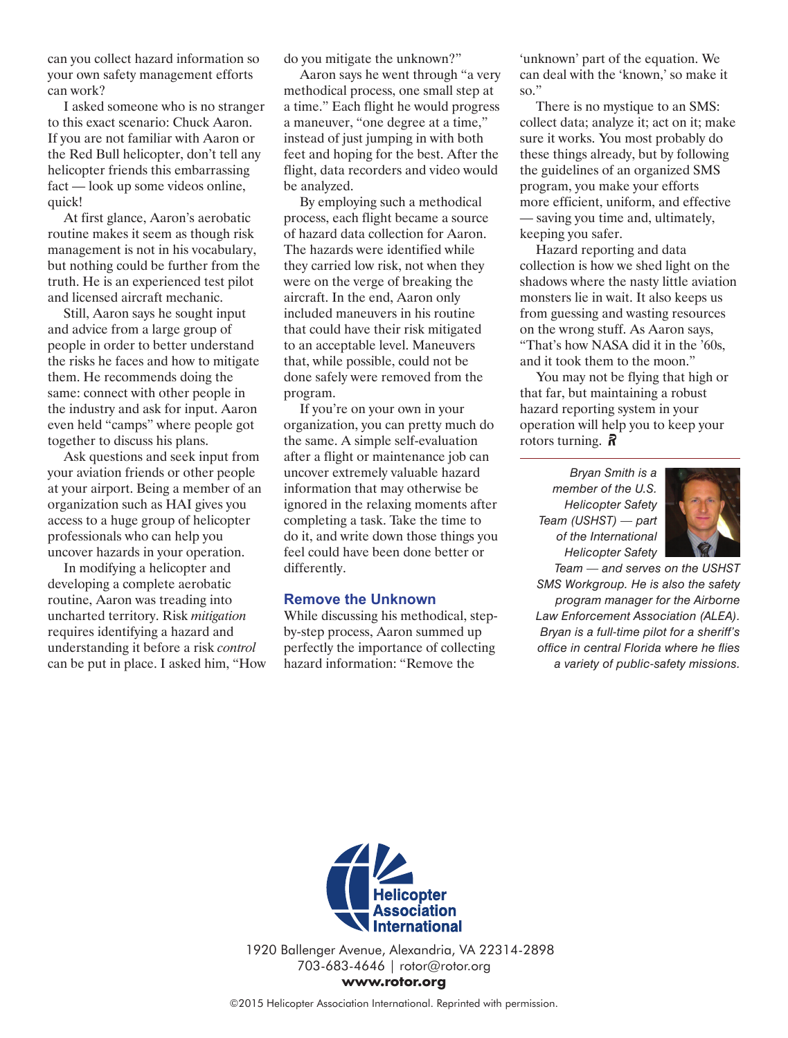can you collect hazard information so your own safety management efforts can work?

I asked someone who is no stranger to this exact scenario: Chuck Aaron. If you are not familiar with Aaron or the Red Bull helicopter, don't tell any helicopter friends this embarrassing fact — look up some videos online, quick!

At first glance, Aaron's aerobatic routine makes it seem as though risk management is not in his vocabulary, but nothing could be further from the truth. He is an experienced test pilot and licensed aircraft mechanic.

Still, Aaron says he sought input and advice from a large group of people in order to better understand the risks he faces and how to mitigate them. He recommends doing the same: connect with other people in the industry and ask for input. Aaron even held "camps" where people got together to discuss his plans.

Ask questions and seek input from your aviation friends or other people at your airport. Being a member of an organization such as HAI gives you access to a huge group of helicopter professionals who can help you uncover hazards in your operation.

In modifying a helicopter and developing a complete aerobatic routine, Aaron was treading into uncharted territory. Risk *mitigation* requires identifying a hazard and understanding it before a risk *control* can be put in place. I asked him, "How do you mitigate the unknown?"

Aaron says he went through "a very methodical process, one small step at a time." Each flight he would progress a maneuver, "one degree at a time," instead of just jumping in with both feet and hoping for the best. After the flight, data recorders and video would be analyzed.

By employing such a methodical process, each flight became a source of hazard data collection for Aaron. The hazards were identified while they carried low risk, not when they were on the verge of breaking the aircraft. In the end, Aaron only included maneuvers in his routine that could have their risk mitigated to an acceptable level. Maneuvers that, while possible, could not be done safely were removed from the program.

If you're on your own in your organization, you can pretty much do the same. A simple self-evaluation after a flight or maintenance job can uncover extremely valuable hazard information that may otherwise be ignored in the relaxing moments after completing a task. Take the time to do it, and write down those things you feel could have been done better or differently.

## Remove the Unknown

While discussing his methodical, step-by-step process, Aaron summed up perfectly the importance of collecting hazard information: "Remove the 'unknown' part of the equation. We can deal with the 'known,' so make it so."

There is no mystique to an SMS: collect data; analyze it; act on it; make sure it works. You most probably do these things already, but by following the guidelines of an organized SMS program, you make your efforts more efficient, uniform, and effective — saving you time and, ultimately, keeping you safer.

Hazard reporting and data collection is how we shed light on the shadows where the nasty little aviation monsters lie in wait. It also keeps us from guessing and wasting resources on the wrong stuff. As Aaron says, "That's how NASA did it in the '60s, and it took them to the moon."

You may not be flying that high or that far, but maintaining a robust hazard reporting system in your operation will help you to keep your rotors turning.

*Bryan Smith is a member of the U.S. Helicopter Safety Team (USHST) — part of the International Helicopter Safety Team — and serves on the USHST SMS Workgroup. He is also the safety program manager for the Airborne Law Enforcement Association (ALEA). Bryan is a full-time pilot for a sheriff's office in central Florida where he flies a variety of public-safety missions.*

Helicopter Association International

1920 Ballenger Avenue, Alexandria, VA 22314-2898
703-683-4646 | rotor@rotor.org
**www.rotor.org**

©2015 Helicopter Association International. Reprinted with permission.